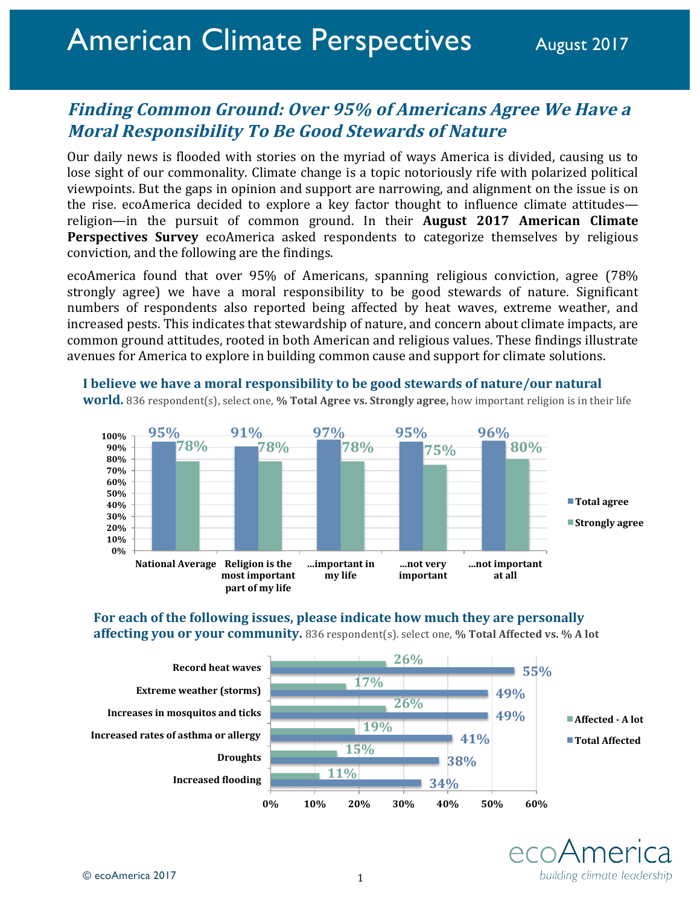# American Climate Perspectives

August 2017

## *Finding Common Ground: Over 95% of Americans Agree We Have a Moral Responsibility To Be Good Stewards of Nature*

Our daily news is flooded with stories on the myriad of ways America is divided, causing us to lose sight of our commonality. Climate change is a topic notoriously rife with polarized political viewpoints. But the gaps in opinion and support are narrowing, and alignment on the issue is on the rise. ecoAmerica decided to explore a key factor thought to influence climate attitudes—religion—in the pursuit of common ground. In their **August 2017 American Climate Perspectives Survey** ecoAmerica asked respondents to categorize themselves by religious conviction, and the following are the findings.

ecoAmerica found that over 95% of Americans, spanning religious conviction, agree (78% strongly agree) we have a moral responsibility to be good stewards of nature. Significant numbers of respondents also reported being affected by heat waves, extreme weather, and increased pests. This indicates that stewardship of nature, and concern about climate impacts, are common ground attitudes, rooted in both American and religious values. These findings illustrate avenues for America to explore in building common cause and support for climate solutions.

**I believe we have a moral responsibility to be good stewards of nature/our natural world.** 836 respondent(s), select one, **% Total Agree vs. Strongly agree,** how important religion is in their life

| | Total agree | Strongly agree |
|---|---|---|
| National Average | 95% | 78% |
| Religion is the most important part of my life | 91% | 78% |
| ...important in my life | 97% | 78% |
| ...not very important | 95% | 75% |
| ...not important at all | 96% | 80% |

**For each of the following issues, please indicate how much they are personally affecting you or your community.** 836 respondent(s). select one, **% Total Affected vs. % A lot**

| | Affected - A lot | Total Affected |
|---|---|---|
| Record heat waves | 26% | 55% |
| Extreme weather (storms) | 17% | 49% |
| Increases in mosquitos and ticks | 26% | 49% |
| Increased rates of asthma or allergy | 19% | 41% |
| Droughts | 15% | 38% |
| Increased flooding | 11% | 34% |

© ecoAmerica 2017

ecoAmerica
*building climate leadership*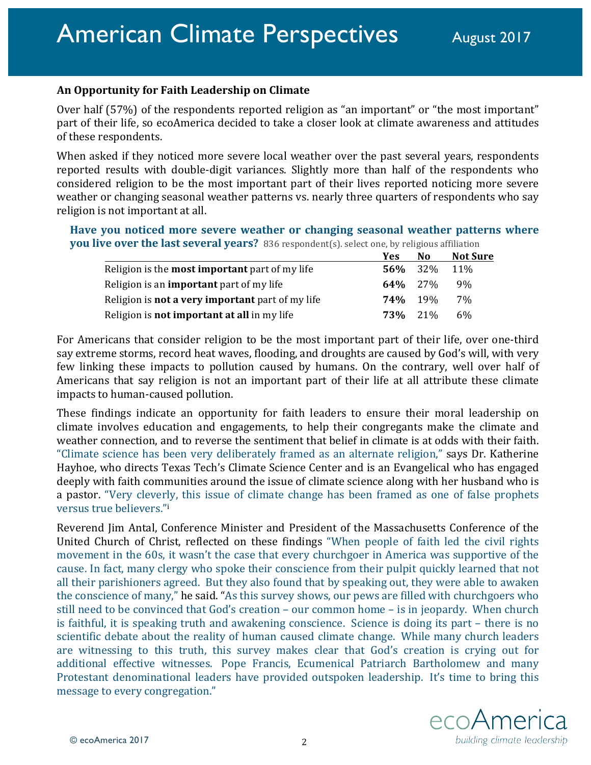**An Opportunity for Faith Leadership on Climate**

Over half (57%) of the respondents reported religion as "an important" or "the most important" part of their life, so ecoAmerica decided to take a closer look at climate awareness and attitudes of these respondents.

When asked if they noticed more severe local weather over the past several years, respondents reported results with double-digit variances. Slightly more than half of the respondents who considered religion to be the most important part of their lives reported noticing more severe weather or changing seasonal weather patterns vs. nearly three quarters of respondents who say religion is not important at all.

**Have you noticed more severe weather or changing seasonal weather patterns where you live over the last several years?** 836 respondent(s). select one, by religious affiliation

| | Yes | No | Not Sure |
|---|---|---|---|
| Religion is the **most important** part of my life | **56%** | 32% | 11% |
| Religion is an **important** part of my life | **64%** | 27% | 9% |
| Religion is **not a very important** part of my life | **74%** | 19% | 7% |
| Religion is **not important at all** in my life | **73%** | 21% | 6% |

For Americans that consider religion to be the most important part of their life, over one-third say extreme storms, record heat waves, flooding, and droughts are caused by God's will, with very few linking these impacts to pollution caused by humans. On the contrary, well over half of Americans that say religion is not an important part of their life at all attribute these climate impacts to human-caused pollution.

These findings indicate an opportunity for faith leaders to ensure their moral leadership on climate involves education and engagements, to help their congregants make the climate and weather connection, and to reverse the sentiment that belief in climate is at odds with their faith. "Climate science has been very deliberately framed as an alternate religion," says Dr. Katherine Hayhoe, who directs Texas Tech's Climate Science Center and is an Evangelical who has engaged deeply with faith communities around the issue of climate science along with her husband who is a pastor. "Very cleverly, this issue of climate change has been framed as one of false prophets versus true believers."[i]

Reverend Jim Antal, Conference Minister and President of the Massachusetts Conference of the United Church of Christ, reflected on these findings "When people of faith led the civil rights movement in the 60s, it wasn't the case that every churchgoer in America was supportive of the cause. In fact, many clergy who spoke their conscience from their pulpit quickly learned that not all their parishioners agreed. But they also found that by speaking out, they were able to awaken the conscience of many," he said. "As this survey shows, our pews are filled with churchgoers who still need to be convinced that God's creation – our common home – is in jeopardy. When church is faithful, it is speaking truth and awakening conscience. Science is doing its part – there is no scientific debate about the reality of human caused climate change. While many church leaders are witnessing to this truth, this survey makes clear that God's creation is crying out for additional effective witnesses. Pope Francis, Ecumenical Patriarch Bartholomew and many Protestant denominational leaders have provided outspoken leadership. It's time to bring this message to every congregation."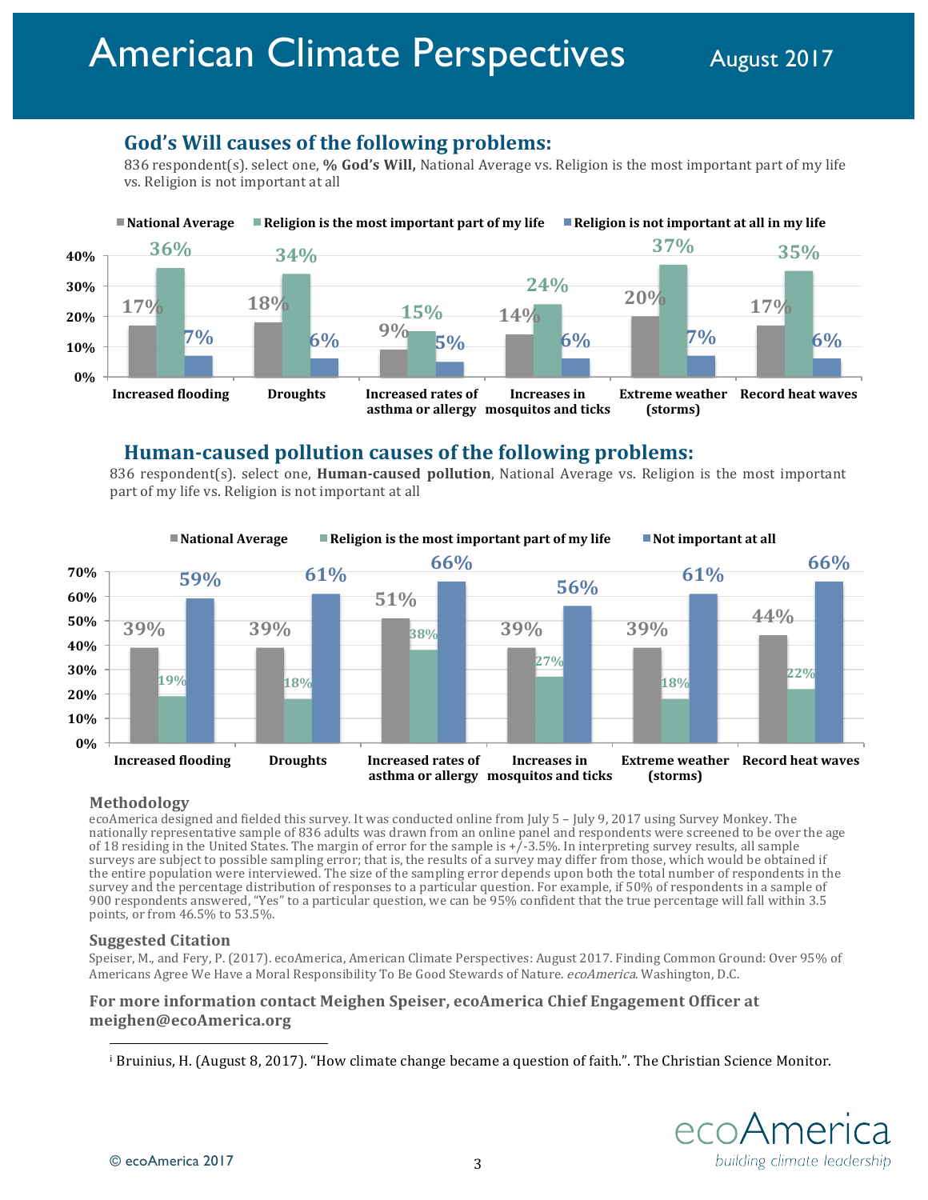# American Climate Perspectives

August 2017

## God's Will causes of the following problems:

836 respondent(s). select one, **% God's Will,** National Average vs. Religion is the most important part of my life vs. Religion is not important at all

National Average
Religion is the most important part of my life
Religion is not important at all in my life

40%
30%
20%
10%
0%

Increased flooding: 17% 36% 7%
Droughts: 18% 34% 6%
Increased rates of asthma or allergy: 9% 15% 5%
Increases in mosquitos and ticks: 14% 24% 6%
Extreme weather (storms): 20% 37% 7%
Record heat waves: 17% 35% 6%

## Human-caused pollution causes of the following problems:

836 respondent(s). select one, **Human-caused pollution**, National Average vs. Religion is the most important part of my life vs. Religion is not important at all

National Average
Religion is the most important part of my life
Not important at all

70%
60%
50%
40%
30%
20%
10%
0%

Increased flooding: 39% 19% 59%
Droughts: 39% 18% 61%
Increased rates of asthma or allergy: 51% 38% 66%
Increases in mosquitos and ticks: 39% 27% 56%
Extreme weather (storms): 39% 18% 61%
Record heat waves: 44% 22% 66%

### Methodology

ecoAmerica designed and fielded this survey. It was conducted online from July 5 – July 9, 2017 using Survey Monkey. The nationally representative sample of 836 adults was drawn from an online panel and respondents were screened to be over the age of 18 residing in the United States. The margin of error for the sample is +/-3.5%. In interpreting survey results, all sample surveys are subject to possible sampling error; that is, the results of a survey may differ from those, which would be obtained if the entire population were interviewed. The size of the sampling error depends upon both the total number of respondents in the survey and the percentage distribution of responses to a particular question. For example, if 50% of respondents in a sample of 900 respondents answered, "Yes" to a particular question, we can be 95% confident that the true percentage will fall within 3.5 points, or from 46.5% to 53.5%.

### Suggested Citation

Speiser, M., and Fery, P. (2017). ecoAmerica, American Climate Perspectives: August 2017. Finding Common Ground: Over 95% of Americans Agree We Have a Moral Responsibility To Be Good Stewards of Nature. *ecoAmerica*. Washington, D.C.

**For more information contact Meighen Speiser, ecoAmerica Chief Engagement Officer at meighen@ecoAmerica.org**

---

[i] Bruinius, H. (August 8, 2017). "How climate change became a question of faith.". The Christian Science Monitor.

ecoAmerica
building climate leadership

© ecoAmerica 2017